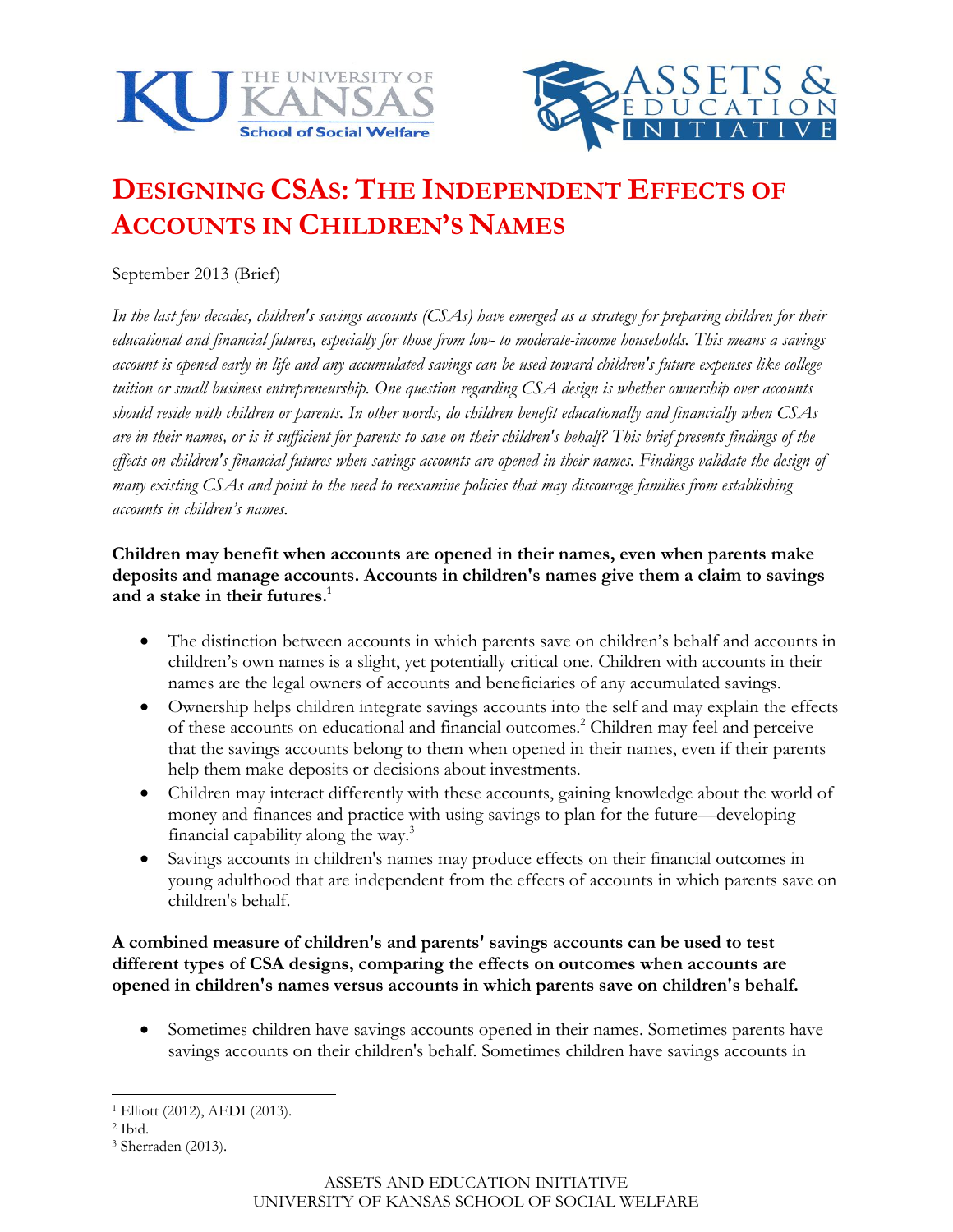# Designing CSAs: The Independent Effects of Accounts in Children's Names

September 2013 (Brief)

*In the last few decades, children's savings accounts (CSAs) have emerged as a strategy for preparing children for their educational and financial futures, especially for those from low- to moderate-income households. This means a savings account is opened early in life and any accumulated savings can be used toward children's future expenses like college tuition or small business entrepreneurship. One question regarding CSA design is whether ownership over accounts should reside with children or parents. In other words, do children benefit educationally and financially when CSAs are in their names, or is it sufficient for parents to save on their children's behalf? This brief presents findings of the effects on children's financial futures when savings accounts are opened in their names. Findings validate the design of many existing CSAs and point to the need to reexamine policies that may discourage families from establishing accounts in children's names.*

**Children may benefit when accounts are opened in their names, even when parents make deposits and manage accounts. Accounts in children's names give them a claim to savings and a stake in their futures.**[1]

- The distinction between accounts in which parents save on children's behalf and accounts in children's own names is a slight, yet potentially critical one. Children with accounts in their names are the legal owners of accounts and beneficiaries of any accumulated savings.
- Ownership helps children integrate savings accounts into the self and may explain the effects of these accounts on educational and financial outcomes.[2] Children may feel and perceive that the savings accounts belong to them when opened in their names, even if their parents help them make deposits or decisions about investments.
- Children may interact differently with these accounts, gaining knowledge about the world of money and finances and practice with using savings to plan for the future—developing financial capability along the way.[3]
- Savings accounts in children's names may produce effects on their financial outcomes in young adulthood that are independent from the effects of accounts in which parents save on children's behalf.

**A combined measure of children's and parents' savings accounts can be used to test different types of CSA designs, comparing the effects on outcomes when accounts are opened in children's names versus accounts in which parents save on children's behalf.**

- Sometimes children have savings accounts opened in their names. Sometimes parents have savings accounts on their children's behalf. Sometimes children have savings accounts in

---

[1] Elliott (2012), AEDI (2013).

[2] Ibid.

[3] Sherraden (2013).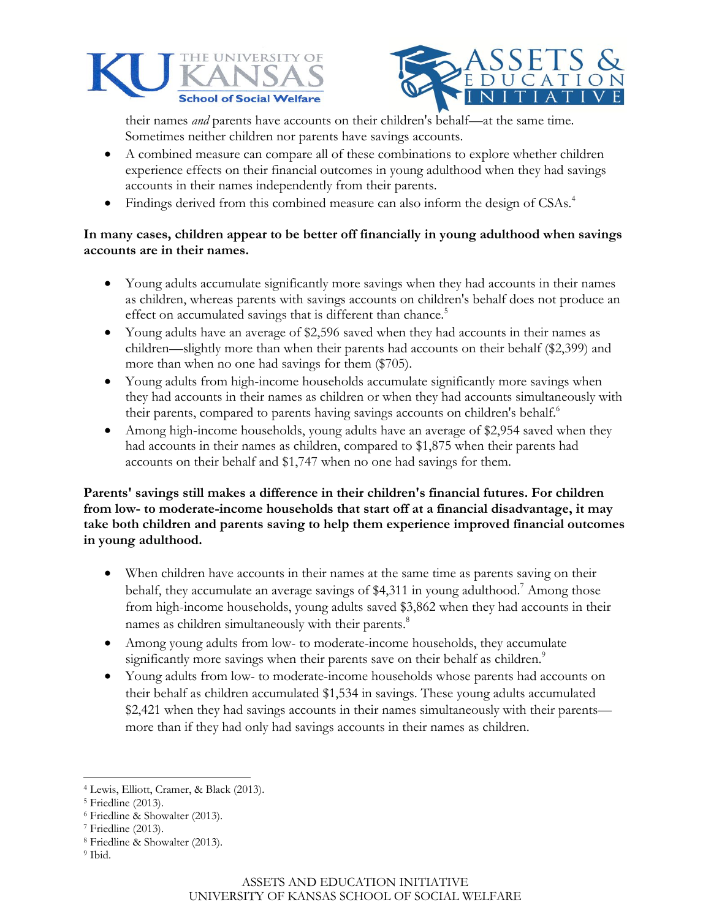their names *and* parents have accounts on their children's behalf—at the same time. Sometimes neither children nor parents have savings accounts.

- A combined measure can compare all of these combinations to explore whether children experience effects on their financial outcomes in young adulthood when they had savings accounts in their names independently from their parents.
- Findings derived from this combined measure can also inform the design of CSAs.[4]

**In many cases, children appear to be better off financially in young adulthood when savings accounts are in their names.**

- Young adults accumulate significantly more savings when they had accounts in their names as children, whereas parents with savings accounts on children's behalf does not produce an effect on accumulated savings that is different than chance.[5]
- Young adults have an average of $2,596 saved when they had accounts in their names as children—slightly more than when their parents had accounts on their behalf ($2,399) and more than when no one had savings for them ($705).
- Young adults from high-income households accumulate significantly more savings when they had accounts in their names as children or when they had accounts simultaneously with their parents, compared to parents having savings accounts on children's behalf.[6]
- Among high-income households, young adults have an average of $2,954 saved when they had accounts in their names as children, compared to $1,875 when their parents had accounts on their behalf and $1,747 when no one had savings for them.

**Parents' savings still makes a difference in their children's financial futures. For children from low- to moderate-income households that start off at a financial disadvantage, it may take both children and parents saving to help them experience improved financial outcomes in young adulthood.**

- When children have accounts in their names at the same time as parents saving on their behalf, they accumulate an average savings of $4,311 in young adulthood.[7] Among those from high-income households, young adults saved $3,862 when they had accounts in their names as children simultaneously with their parents.[8]
- Among young adults from low- to moderate-income households, they accumulate significantly more savings when their parents save on their behalf as children.[9]
- Young adults from low- to moderate-income households whose parents had accounts on their behalf as children accumulated $1,534 in savings. These young adults accumulated $2,421 when they had savings accounts in their names simultaneously with their parents—more than if they had only had savings accounts in their names as children.

---

[4] Lewis, Elliott, Cramer, & Black (2013).
[5] Friedline (2013).
[6] Friedline & Showalter (2013).
[7] Friedline (2013).
[8] Friedline & Showalter (2013).
[9] Ibid.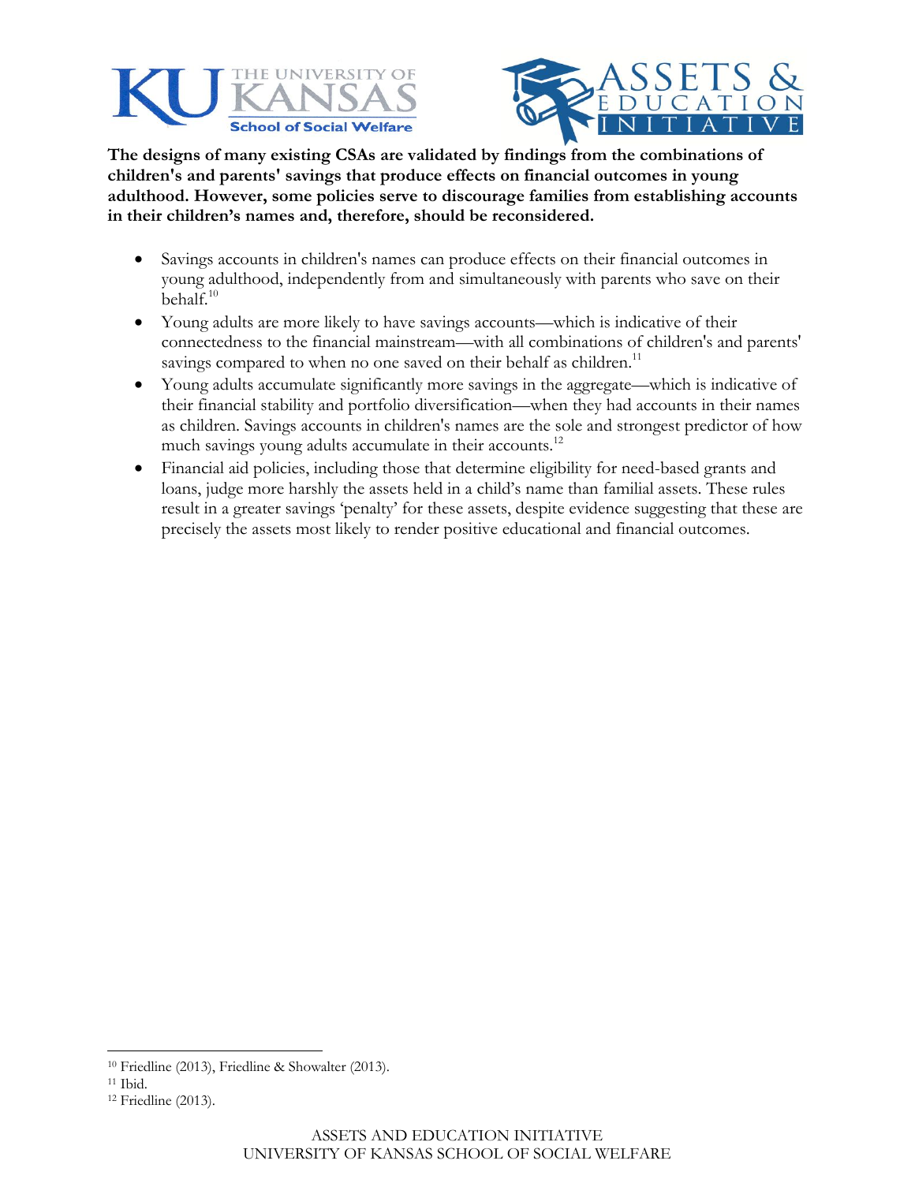**The designs of many existing CSAs are validated by findings from the combinations of children's and parents' savings that produce effects on financial outcomes in young adulthood. However, some policies serve to discourage families from establishing accounts in their children's names and, therefore, should be reconsidered.**

- Savings accounts in children's names can produce effects on their financial outcomes in young adulthood, independently from and simultaneously with parents who save on their behalf.[10]
- Young adults are more likely to have savings accounts—which is indicative of their connectedness to the financial mainstream—with all combinations of children's and parents' savings compared to when no one saved on their behalf as children.[11]
- Young adults accumulate significantly more savings in the aggregate—which is indicative of their financial stability and portfolio diversification—when they had accounts in their names as children. Savings accounts in children's names are the sole and strongest predictor of how much savings young adults accumulate in their accounts.[12]
- Financial aid policies, including those that determine eligibility for need-based grants and loans, judge more harshly the assets held in a child's name than familial assets. These rules result in a greater savings 'penalty' for these assets, despite evidence suggesting that these are precisely the assets most likely to render positive educational and financial outcomes.

---

[10] Friedline (2013), Friedline & Showalter (2013).

[11] Ibid.

[12] Friedline (2013).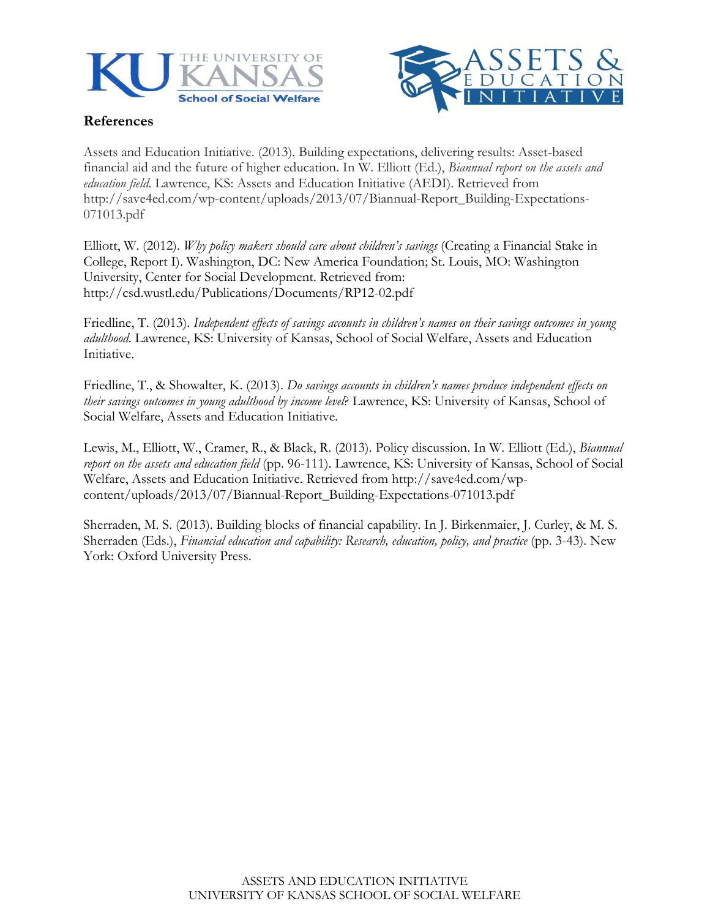## References

Assets and Education Initiative. (2013). Building expectations, delivering results: Asset-based financial aid and the future of higher education. In W. Elliott (Ed.), *Biannual report on the assets and education field*. Lawrence, KS: Assets and Education Initiative (AEDI). Retrieved from http://save4ed.com/wp-content/uploads/2013/07/Biannual-Report_Building-Expectations-071013.pdf

Elliott, W. (2012). *Why policy makers should care about children's savings* (Creating a Financial Stake in College, Report I). Washington, DC: New America Foundation; St. Louis, MO: Washington University, Center for Social Development. Retrieved from: http://csd.wustl.edu/Publications/Documents/RP12-02.pdf

Friedline, T. (2013). *Independent effects of savings accounts in children's names on their savings outcomes in young adulthood.* Lawrence, KS: University of Kansas, School of Social Welfare, Assets and Education Initiative.

Friedline, T., & Showalter, K. (2013). *Do savings accounts in children's names produce independent effects on their savings outcomes in young adulthood by income level?* Lawrence, KS: University of Kansas, School of Social Welfare, Assets and Education Initiative.

Lewis, M., Elliott, W., Cramer, R., & Black, R. (2013). Policy discussion. In W. Elliott (Ed.), *Biannual report on the assets and education field* (pp. 96-111). Lawrence, KS: University of Kansas, School of Social Welfare, Assets and Education Initiative. Retrieved from http://save4ed.com/wp-content/uploads/2013/07/Biannual-Report_Building-Expectations-071013.pdf

Sherraden, M. S. (2013). Building blocks of financial capability. In J. Birkenmaier, J. Curley, & M. S. Sherraden (Eds.), *Financial education and capability: Research, education, policy, and practice* (pp. 3-43). New York: Oxford University Press.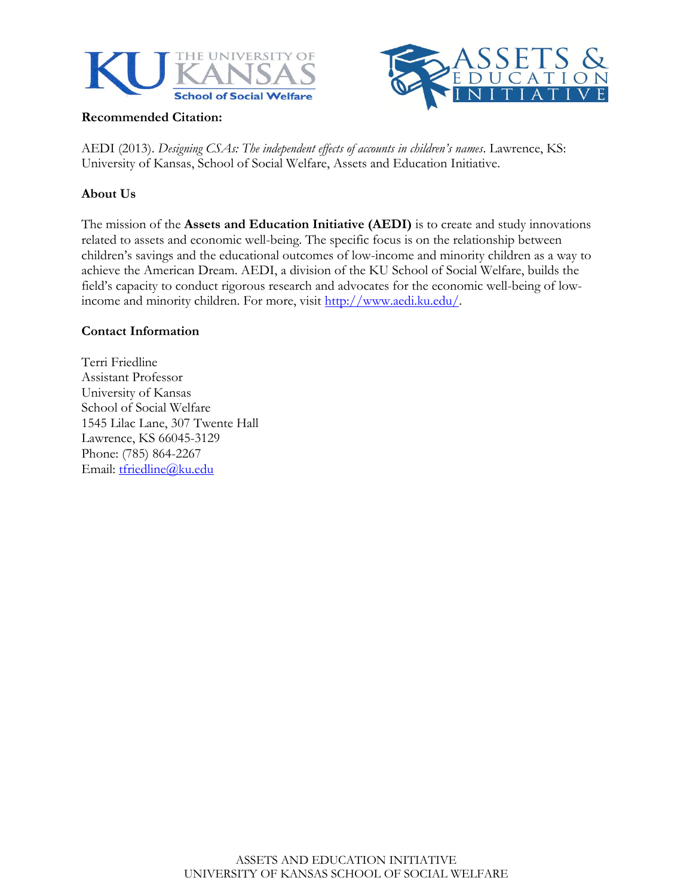**Recommended Citation:**

AEDI (2013). *Designing CSAs: The independent effects of accounts in children's names*. Lawrence, KS: University of Kansas, School of Social Welfare, Assets and Education Initiative.

**About Us**

The mission of the **Assets and Education Initiative (AEDI)** is to create and study innovations related to assets and economic well-being. The specific focus is on the relationship between children's savings and the educational outcomes of low-income and minority children as a way to achieve the American Dream. AEDI, a division of the KU School of Social Welfare, builds the field's capacity to conduct rigorous research and advocates for the economic well-being of low-income and minority children. For more, visit http://www.aedi.ku.edu/.

**Contact Information**

Terri Friedline
Assistant Professor
University of Kansas
School of Social Welfare
1545 Lilac Lane, 307 Twente Hall
Lawrence, KS 66045-3129
Phone: (785) 864-2267
Email: tfriedline@ku.edu